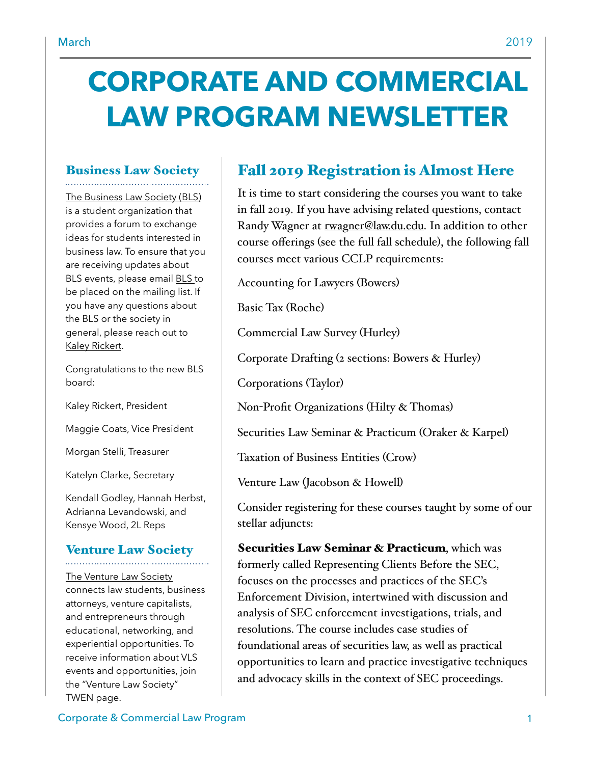# CORPORATE AND COMMERCIAL LAW PROGRAM NEWSLETTER

## Business Law Society

The Business Law Society (BLS) is a student organization that provides a forum to exchange ideas for students interested in business law. To ensure that you are receiving updates about BLS events, please email BLS to be placed on the mailing list. If you have any questions about the BLS or the society in general, please reach out to Kaley Rickert.

Congratulations to the new BLS board:

Kaley Rickert, President

Maggie Coats, Vice President

Morgan Stelli, Treasurer

Katelyn Clarke, Secretary

Kendall Godley, Hannah Herbst, Adrianna Levandowski, and Kensye Wood, 2L Reps

## Venture Law Society

The Venture Law Society connects law students, business attorneys, venture capitalists, and entrepreneurs through educational, networking, and experiential opportunities. To receive information about VLS events and opportunities, join the "Venture Law Society" TWEN page.

## Fall 2019 Registration is Almost Here

It is time to start considering the courses you want to take in fall 2019. If you have advising related questions, contact Randy Wagner at rwagner@law.du.edu. In addition to other course offerings (see the full fall schedule), the following fall courses meet various CCLP requirements:

Accounting for Lawyers (Bowers)

Basic Tax (Roche)

Commercial Law Survey (Hurley)

Corporate Drafting (2 sections: Bowers & Hurley)

Corporations (Taylor)

Non-Profit Organizations (Hilty & Thomas)

Securities Law Seminar & Practicum (Oraker & Karpel)

Taxation of Business Entities (Crow)

Venture Law (Jacobson & Howell)

Consider registering for these courses taught by some of our stellar adjuncts:

**Securities Law Seminar & Practicum**, which was formerly called Representing Clients Before the SEC, focuses on the processes and practices of the SEC's Enforcement Division, intertwined with discussion and analysis of SEC enforcement investigations, trials, and resolutions. The course includes case studies of foundational areas of securities law, as well as practical opportunities to learn and practice investigative techniques and advocacy skills in the context of SEC proceedings.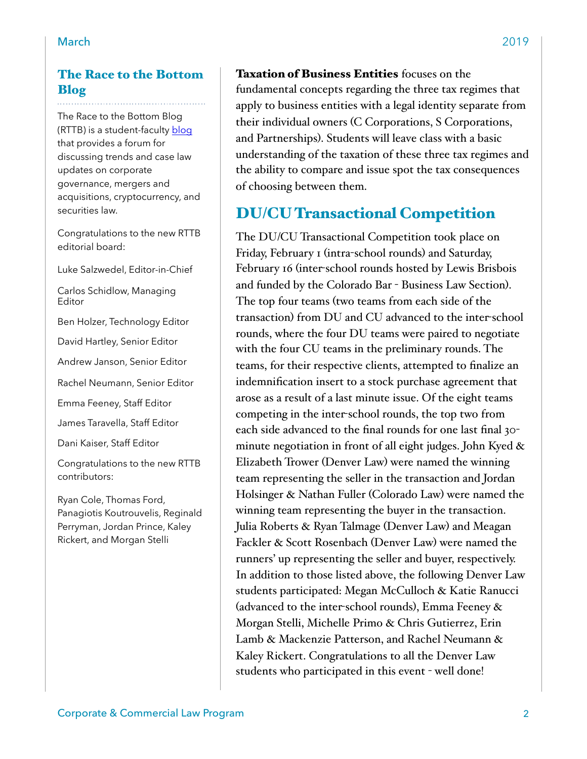## The Race to the Bottom Blog

The Race to the Bottom Blog (RTTB) is a student-faculty blog that provides a forum for discussing trends and case law updates on corporate governance, mergers and acquisitions, cryptocurrency, and securities law.

Congratulations to the new RTTB editorial board:

Luke Salzwedel, Editor-in-Chief

Carlos Schidlow, Managing Editor

Ben Holzer, Technology Editor

David Hartley, Senior Editor

Andrew Janson, Senior Editor

Rachel Neumann, Senior Editor

Emma Feeney, Staff Editor

James Taravella, Staff Editor

Dani Kaiser, Staff Editor

Congratulations to the new RTTB contributors:

Ryan Cole, Thomas Ford, Panagiotis Koutrouvelis, Reginald Perryman, Jordan Prince, Kaley Rickert, and Morgan Stelli

**Taxation of Business Entities** focuses on the fundamental concepts regarding the three tax regimes that apply to business entities with a legal identity separate from their individual owners (C Corporations, S Corporations, and Partnerships). Students will leave class with a basic understanding of the taxation of these three tax regimes and the ability to compare and issue spot the tax consequences of choosing between them.

## DU/CU Transactional Competition

The DU/CU Transactional Competition took place on Friday, February 1 (intra-school rounds) and Saturday, February 16 (inter-school rounds hosted by Lewis Brisbois and funded by the Colorado Bar - Business Law Section). The top four teams (two teams from each side of the transaction) from DU and CU advanced to the inter-school rounds, where the four DU teams were paired to negotiate with the four CU teams in the preliminary rounds. The teams, for their respective clients, attempted to finalize an indemnification insert to a stock purchase agreement that arose as a result of a last minute issue. Of the eight teams competing in the inter-school rounds, the top two from each side advanced to the final rounds for one last final 30-minute negotiation in front of all eight judges. John Kyed & Elizabeth Trower (Denver Law) were named the winning team representing the seller in the transaction and Jordan Holsinger & Nathan Fuller (Colorado Law) were named the winning team representing the buyer in the transaction. Julia Roberts & Ryan Talmage (Denver Law) and Meagan Fackler & Scott Rosenbach (Denver Law) were named the runners' up representing the seller and buyer, respectively. In addition to those listed above, the following Denver Law students participated: Megan McCulloch & Katie Ranucci (advanced to the inter-school rounds), Emma Feeney & Morgan Stelli, Michelle Primo & Chris Gutierrez, Erin Lamb & Mackenzie Patterson, and Rachel Neumann & Kaley Rickert. Congratulations to all the Denver Law students who participated in this event - well done!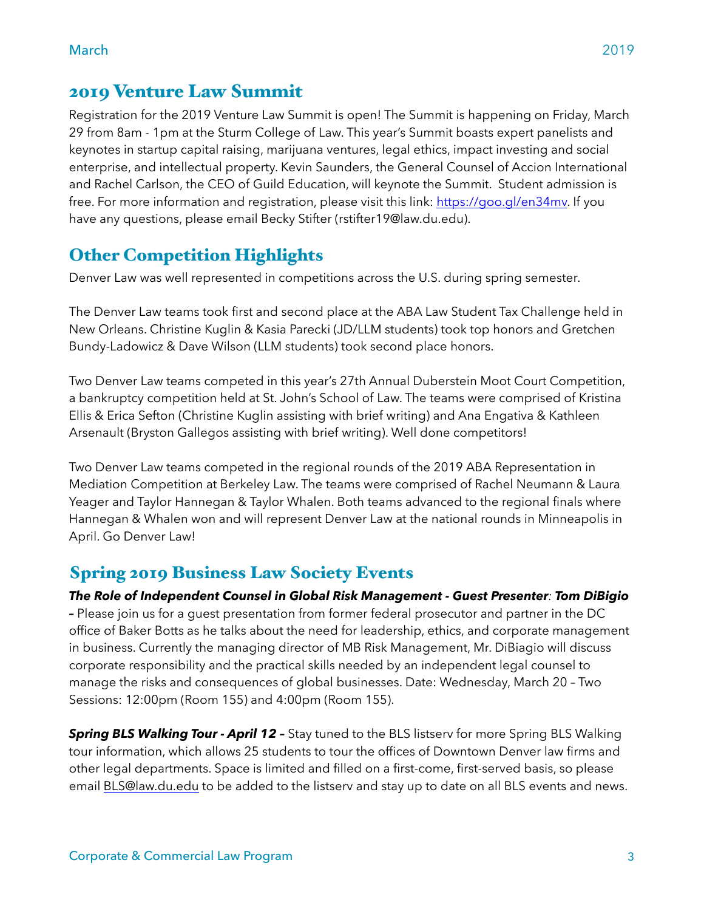## 2019 Venture Law Summit

Registration for the 2019 Venture Law Summit is open! The Summit is happening on Friday, March 29 from 8am - 1pm at the Sturm College of Law. This year's Summit boasts expert panelists and keynotes in startup capital raising, marijuana ventures, legal ethics, impact investing and social enterprise, and intellectual property. Kevin Saunders, the General Counsel of Accion International and Rachel Carlson, the CEO of Guild Education, will keynote the Summit. Student admission is free. For more information and registration, please visit this link: [https://goo.gl/en34mv](https://goo.gl/en34mv). If you have any questions, please email Becky Stifter (rstifter19@law.du.edu).

## Other Competition Highlights

Denver Law was well represented in competitions across the U.S. during spring semester.

The Denver Law teams took first and second place at the ABA Law Student Tax Challenge held in New Orleans. Christine Kuglin & Kasia Parecki (JD/LLM students) took top honors and Gretchen Bundy-Ladowicz & Dave Wilson (LLM students) took second place honors.

Two Denver Law teams competed in this year's 27th Annual Duberstein Moot Court Competition, a bankruptcy competition held at St. John's School of Law. The teams were comprised of Kristina Ellis & Erica Sefton (Christine Kuglin assisting with brief writing) and Ana Engativa & Kathleen Arsenault (Bryston Gallegos assisting with brief writing). Well done competitors!

Two Denver Law teams competed in the regional rounds of the 2019 ABA Representation in Mediation Competition at Berkeley Law. The teams were comprised of Rachel Neumann & Laura Yeager and Taylor Hannegan & Taylor Whalen. Both teams advanced to the regional finals where Hannegan & Whalen won and will represent Denver Law at the national rounds in Minneapolis in April. Go Denver Law!

## Spring 2019 Business Law Society Events

***The Role of Independent Counsel in Global Risk Management - Guest Presenter*: *Tom DiBigio* –** Please join us for a guest presentation from former federal prosecutor and partner in the DC office of Baker Botts as he talks about the need for leadership, ethics, and corporate management in business. Currently the managing director of MB Risk Management, Mr. DiBiagio will discuss corporate responsibility and the practical skills needed by an independent legal counsel to manage the risks and consequences of global businesses. Date: Wednesday, March 20 – Two Sessions: 12:00pm (Room 155) and 4:00pm (Room 155).

***Spring BLS Walking Tour - April 12 –*** Stay tuned to the BLS listserv for more Spring BLS Walking tour information, which allows 25 students to tour the offices of Downtown Denver law firms and other legal departments. Space is limited and filled on a first-come, first-served basis, so please email [BLS@law.du.edu](mailto:BLS@law.du.edu) to be added to the listserv and stay up to date on all BLS events and news.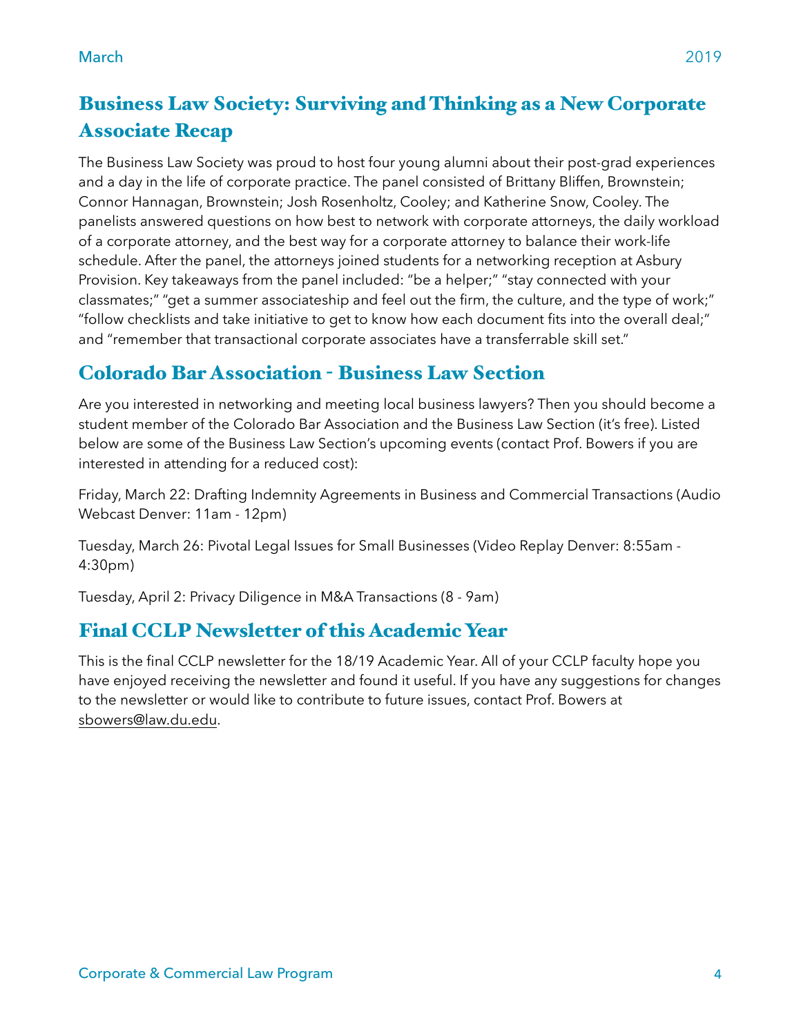## Business Law Society: Surviving and Thinking as a New Corporate Associate Recap

The Business Law Society was proud to host four young alumni about their post-grad experiences and a day in the life of corporate practice. The panel consisted of Brittany Bliffen, Brownstein; Connor Hannagan, Brownstein; Josh Rosenholtz, Cooley; and Katherine Snow, Cooley. The panelists answered questions on how best to network with corporate attorneys, the daily workload of a corporate attorney, and the best way for a corporate attorney to balance their work-life schedule. After the panel, the attorneys joined students for a networking reception at Asbury Provision. Key takeaways from the panel included: "be a helper;" "stay connected with your classmates;" "get a summer associateship and feel out the firm, the culture, and the type of work;" "follow checklists and take initiative to get to know how each document fits into the overall deal;" and "remember that transactional corporate associates have a transferrable skill set."

## Colorado Bar Association - Business Law Section

Are you interested in networking and meeting local business lawyers? Then you should become a student member of the Colorado Bar Association and the Business Law Section (it's free). Listed below are some of the Business Law Section's upcoming events (contact Prof. Bowers if you are interested in attending for a reduced cost):

Friday, March 22: Drafting Indemnity Agreements in Business and Commercial Transactions (Audio Webcast Denver: 11am - 12pm)

Tuesday, March 26: Pivotal Legal Issues for Small Businesses (Video Replay Denver: 8:55am - 4:30pm)

Tuesday, April 2: Privacy Diligence in M&A Transactions (8 - 9am)

## Final CCLP Newsletter of this Academic Year

This is the final CCLP newsletter for the 18/19 Academic Year. All of your CCLP faculty hope you have enjoyed receiving the newsletter and found it useful. If you have any suggestions for changes to the newsletter or would like to contribute to future issues, contact Prof. Bowers at sbowers@law.du.edu.